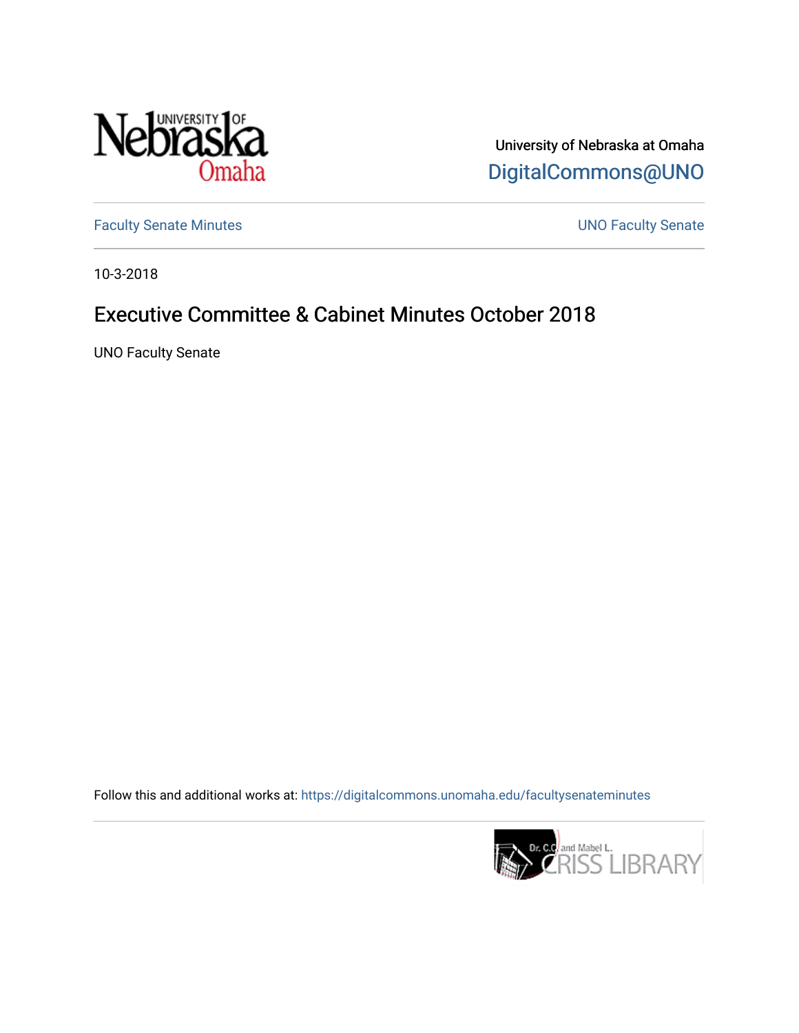University of Nebraska at Omaha

DigitalCommons@UNO

Faculty Senate Minutes

UNO Faculty Senate

10-3-2018

# Executive Committee & Cabinet Minutes October 2018

UNO Faculty Senate

Follow this and additional works at: https://digitalcommons.unomaha.edu/facultysenateminutes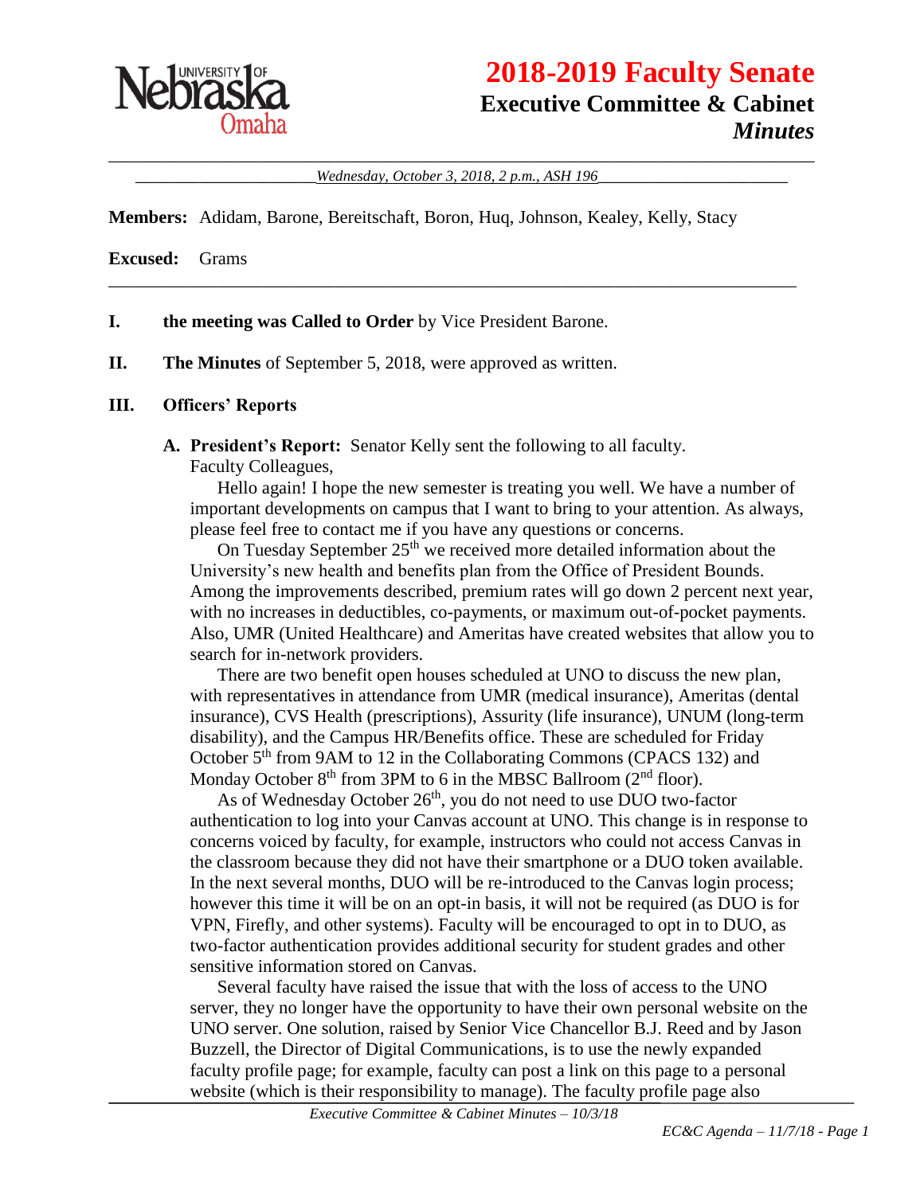**UNIVERSITY OF Nebraska Omaha**

# 2018-2019 Faculty Senate
## Executive Committee & Cabinet
### *Minutes*

*Wednesday, October 3, 2018, 2 p.m., ASH 196*

**Members:** Adidam, Barone, Bereitschaft, Boron, Huq, Johnson, Kealey, Kelly, Stacy

**Excused:** Grams

**I. the meeting was Called to Order** by Vice President Barone.

**II. The Minutes** of September 5, 2018, were approved as written.

**III. Officers' Reports**

**A. President's Report:** Senator Kelly sent the following to all faculty.

Faculty Colleagues,

Hello again! I hope the new semester is treating you well. We have a number of important developments on campus that I want to bring to your attention. As always, please feel free to contact me if you have any questions or concerns.

On Tuesday September 25th we received more detailed information about the University's new health and benefits plan from the Office of President Bounds. Among the improvements described, premium rates will go down 2 percent next year, with no increases in deductibles, co-payments, or maximum out-of-pocket payments. Also, UMR (United Healthcare) and Ameritas have created websites that allow you to search for in-network providers.

There are two benefit open houses scheduled at UNO to discuss the new plan, with representatives in attendance from UMR (medical insurance), Ameritas (dental insurance), CVS Health (prescriptions), Assurity (life insurance), UNUM (long-term disability), and the Campus HR/Benefits office. These are scheduled for Friday October 5th from 9AM to 12 in the Collaborating Commons (CPACS 132) and Monday October 8th from 3PM to 6 in the MBSC Ballroom (2nd floor).

As of Wednesday October 26th, you do not need to use DUO two-factor authentication to log into your Canvas account at UNO. This change is in response to concerns voiced by faculty, for example, instructors who could not access Canvas in the classroom because they did not have their smartphone or a DUO token available. In the next several months, DUO will be re-introduced to the Canvas login process; however this time it will be on an opt-in basis, it will not be required (as DUO is for VPN, Firefly, and other systems). Faculty will be encouraged to opt in to DUO, as two-factor authentication provides additional security for student grades and other sensitive information stored on Canvas.

Several faculty have raised the issue that with the loss of access to the UNO server, they no longer have the opportunity to have their own personal website on the UNO server. One solution, raised by Senior Vice Chancellor B.J. Reed and by Jason Buzzell, the Director of Digital Communications, is to use the newly expanded faculty profile page; for example, faculty can post a link on this page to a personal website (which is their responsibility to manage). The faculty profile page also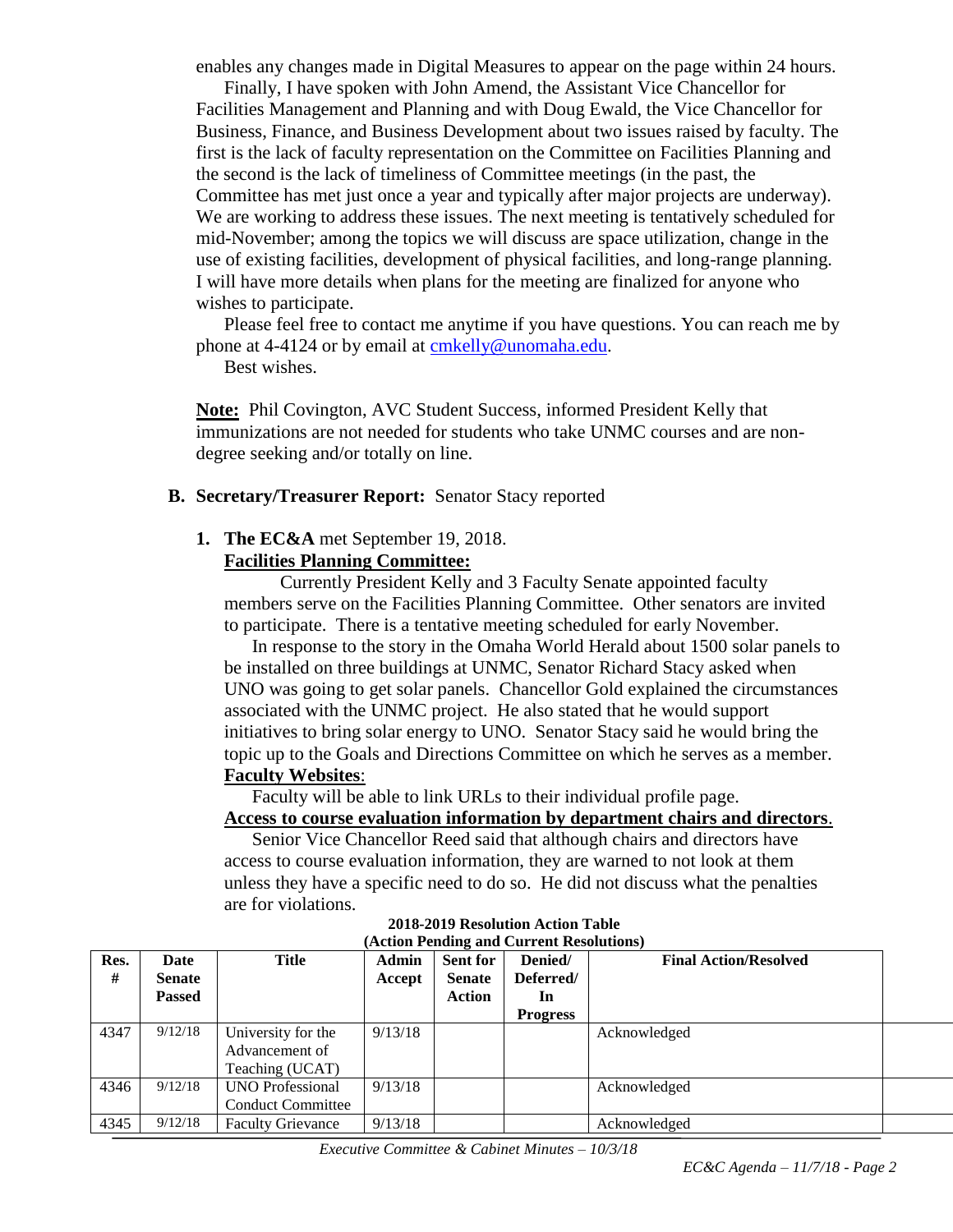enables any changes made in Digital Measures to appear on the page within 24 hours.

Finally, I have spoken with John Amend, the Assistant Vice Chancellor for Facilities Management and Planning and with Doug Ewald, the Vice Chancellor for Business, Finance, and Business Development about two issues raised by faculty. The first is the lack of faculty representation on the Committee on Facilities Planning and the second is the lack of timeliness of Committee meetings (in the past, the Committee has met just once a year and typically after major projects are underway). We are working to address these issues. The next meeting is tentatively scheduled for mid-November; among the topics we will discuss are space utilization, change in the use of existing facilities, development of physical facilities, and long-range planning. I will have more details when plans for the meeting are finalized for anyone who wishes to participate.

Please feel free to contact me anytime if you have questions. You can reach me by phone at 4-4124 or by email at cmkelly@unomaha.edu.

Best wishes.

**Note:** Phil Covington, AVC Student Success, informed President Kelly that immunizations are not needed for students who take UNMC courses and are non-degree seeking and/or totally on line.

**B. Secretary/Treasurer Report:** Senator Stacy reported

**1. The EC&A** met September 19, 2018.

**Facilities Planning Committee:**

Currently President Kelly and 3 Faculty Senate appointed faculty members serve on the Facilities Planning Committee. Other senators are invited to participate. There is a tentative meeting scheduled for early November.

In response to the story in the Omaha World Herald about 1500 solar panels to be installed on three buildings at UNMC, Senator Richard Stacy asked when UNO was going to get solar panels. Chancellor Gold explained the circumstances associated with the UNMC project. He also stated that he would support initiatives to bring solar energy to UNO. Senator Stacy said he would bring the topic up to the Goals and Directions Committee on which he serves as a member.

**Faculty Websites**:

Faculty will be able to link URLs to their individual profile page.

**Access to course evaluation information by department chairs and directors**.

Senior Vice Chancellor Reed said that although chairs and directors have access to course evaluation information, they are warned to not look at them unless they have a specific need to do so. He did not discuss what the penalties are for violations.

**2018-2019 Resolution Action Table**
**(Action Pending and Current Resolutions)**

| Res. # | Date Senate Passed | Title | Admin Accept | Sent for Senate Action | Denied/ Deferred/ In Progress | Final Action/Resolved | |
|---|---|---|---|---|---|---|---|
| 4347 | 9/12/18 | University for the Advancement of Teaching (UCAT) | 9/13/18 | | | Acknowledged | |
| 4346 | 9/12/18 | UNO Professional Conduct Committee | 9/13/18 | | | Acknowledged | |
| 4345 | 9/12/18 | Faculty Grievance | 9/13/18 | | | Acknowledged | |

*Executive Committee & Cabinet Minutes – 10/3/18*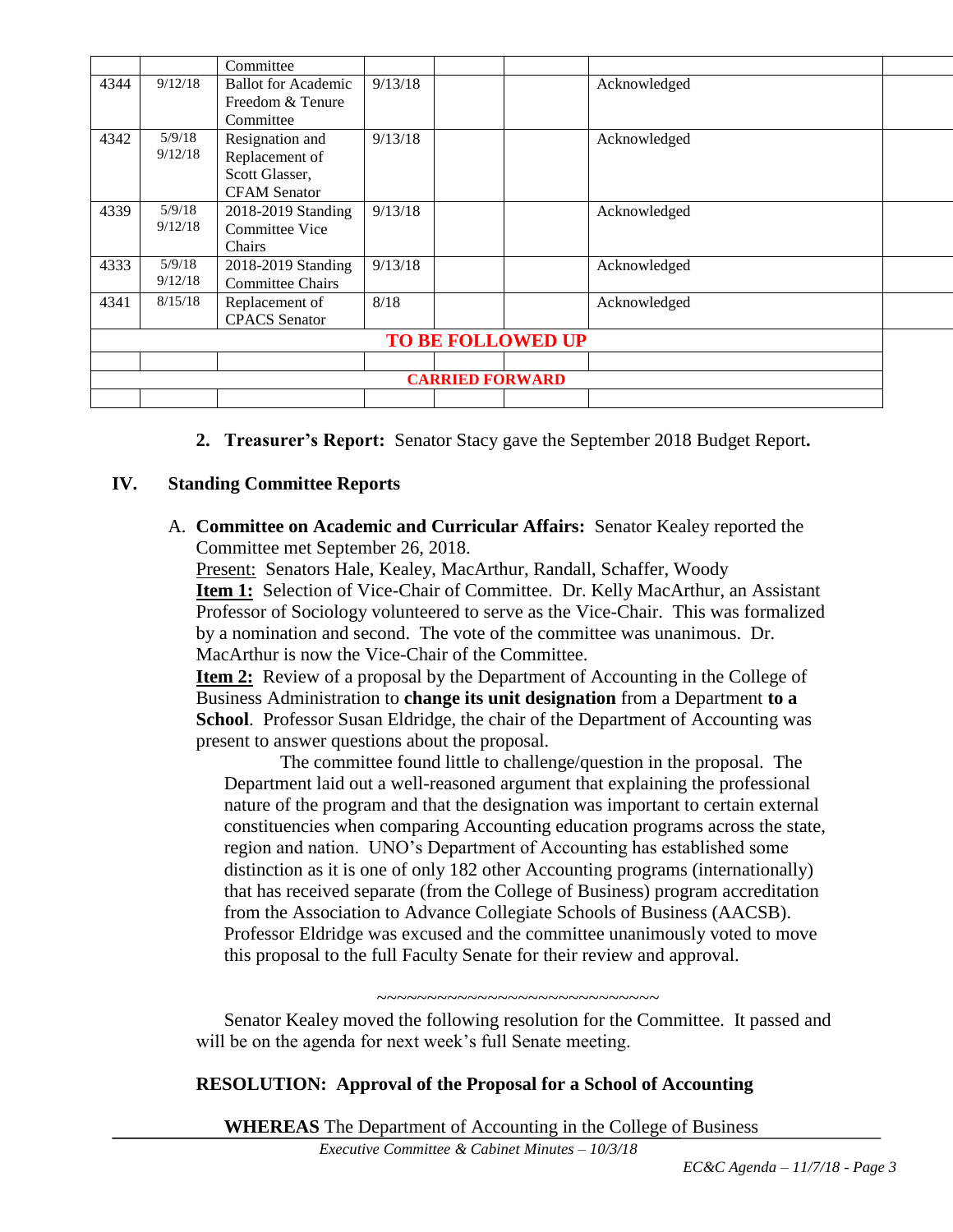| | | Committee | | | | | |
|---|---|---|---|---|---|---|---|
| 4344 | 9/12/18 | Ballot for Academic Freedom & Tenure Committee | 9/13/18 | | | Acknowledged | |
| 4342 | 5/9/18 9/12/18 | Resignation and Replacement of Scott Glasser, CFAM Senator | 9/13/18 | | | Acknowledged | |
| 4339 | 5/9/18 9/12/18 | 2018-2019 Standing Committee Vice Chairs | 9/13/18 | | | Acknowledged | |
| 4333 | 5/9/18 9/12/18 | 2018-2019 Standing Committee Chairs | 9/13/18 | | | Acknowledged | |
| 4341 | 8/15/18 | Replacement of CPACS Senator | 8/18 | | | Acknowledged | |
| **TO BE FOLLOWED UP** | | | | | | | |
| | | | | | | | |
| **CARRIED FORWARD** | | | | | | | |
| | | | | | | | |

2. **Treasurer's Report:** Senator Stacy gave the September 2018 Budget Report**.**

## IV. Standing Committee Reports

A. **Committee on Academic and Curricular Affairs:** Senator Kealey reported the Committee met September 26, 2018.

Present: Senators Hale, Kealey, MacArthur, Randall, Schaffer, Woody

**Item 1:** Selection of Vice-Chair of Committee. Dr. Kelly MacArthur, an Assistant Professor of Sociology volunteered to serve as the Vice-Chair. This was formalized by a nomination and second. The vote of the committee was unanimous. Dr. MacArthur is now the Vice-Chair of the Committee.

**Item 2:** Review of a proposal by the Department of Accounting in the College of Business Administration to **change its unit designation** from a Department **to a School**. Professor Susan Eldridge, the chair of the Department of Accounting was present to answer questions about the proposal.

The committee found little to challenge/question in the proposal. The Department laid out a well-reasoned argument that explaining the professional nature of the program and that the designation was important to certain external constituencies when comparing Accounting education programs across the state, region and nation. UNO's Department of Accounting has established some distinction as it is one of only 182 other Accounting programs (internationally) that has received separate (from the College of Business) program accreditation from the Association to Advance Collegiate Schools of Business (AACSB). Professor Eldridge was excused and the committee unanimously voted to move this proposal to the full Faculty Senate for their review and approval.

~~~~~~~~~~~~~~~~~~~~~~~~~~~~~~

Senator Kealey moved the following resolution for the Committee. It passed and will be on the agenda for next week's full Senate meeting.

**RESOLUTION: Approval of the Proposal for a School of Accounting**

**WHEREAS** The Department of Accounting in the College of Business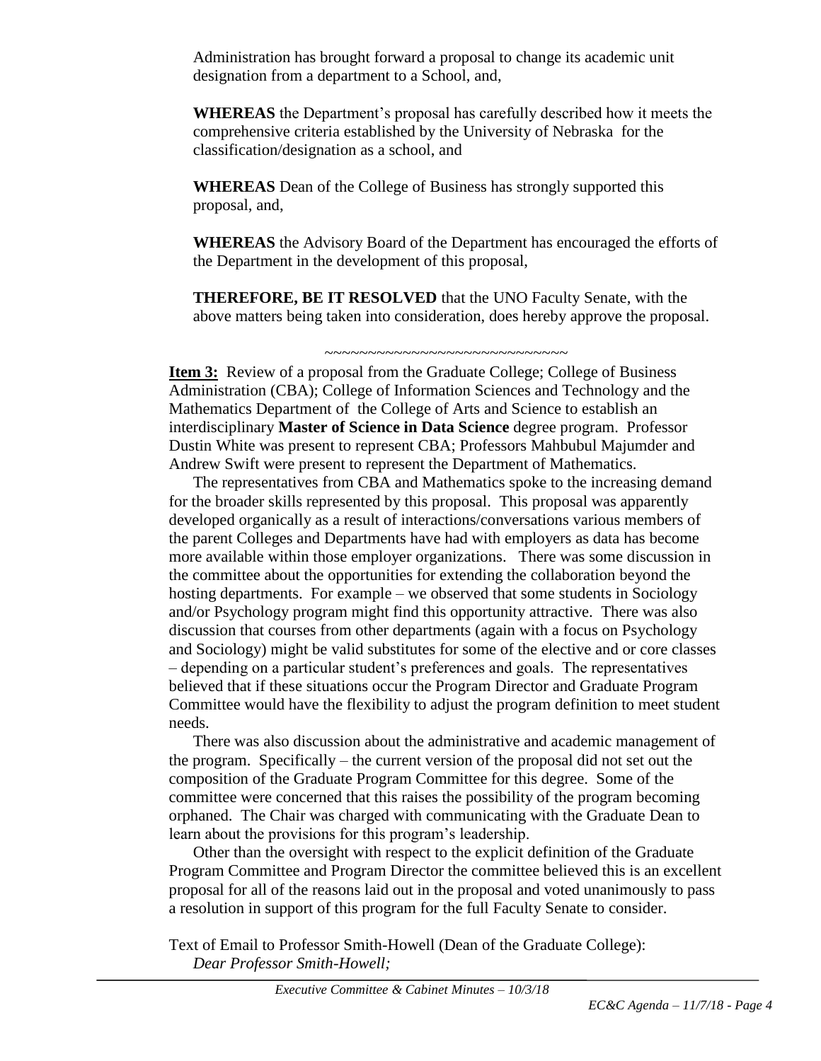Administration has brought forward a proposal to change its academic unit designation from a department to a School, and,

**WHEREAS** the Department's proposal has carefully described how it meets the comprehensive criteria established by the University of Nebraska for the classification/designation as a school, and

**WHEREAS** Dean of the College of Business has strongly supported this proposal, and,

**WHEREAS** the Advisory Board of the Department has encouraged the efforts of the Department in the development of this proposal,

**THEREFORE, BE IT RESOLVED** that the UNO Faculty Senate, with the above matters being taken into consideration, does hereby approve the proposal.

~~~~~~~~~~~~~~~~~~~~~~~~~~~~

**Item 3:** Review of a proposal from the Graduate College; College of Business Administration (CBA); College of Information Sciences and Technology and the Mathematics Department of the College of Arts and Science to establish an interdisciplinary **Master of Science in Data Science** degree program. Professor Dustin White was present to represent CBA; Professors Mahbubul Majumder and Andrew Swift were present to represent the Department of Mathematics.

The representatives from CBA and Mathematics spoke to the increasing demand for the broader skills represented by this proposal. This proposal was apparently developed organically as a result of interactions/conversations various members of the parent Colleges and Departments have had with employers as data has become more available within those employer organizations. There was some discussion in the committee about the opportunities for extending the collaboration beyond the hosting departments. For example – we observed that some students in Sociology and/or Psychology program might find this opportunity attractive. There was also discussion that courses from other departments (again with a focus on Psychology and Sociology) might be valid substitutes for some of the elective and or core classes – depending on a particular student's preferences and goals. The representatives believed that if these situations occur the Program Director and Graduate Program Committee would have the flexibility to adjust the program definition to meet student needs.

There was also discussion about the administrative and academic management of the program. Specifically – the current version of the proposal did not set out the composition of the Graduate Program Committee for this degree. Some of the committee were concerned that this raises the possibility of the program becoming orphaned. The Chair was charged with communicating with the Graduate Dean to learn about the provisions for this program's leadership.

Other than the oversight with respect to the explicit definition of the Graduate Program Committee and Program Director the committee believed this is an excellent proposal for all of the reasons laid out in the proposal and voted unanimously to pass a resolution in support of this program for the full Faculty Senate to consider.

Text of Email to Professor Smith-Howell (Dean of the Graduate College):

*Dear Professor Smith-Howell;*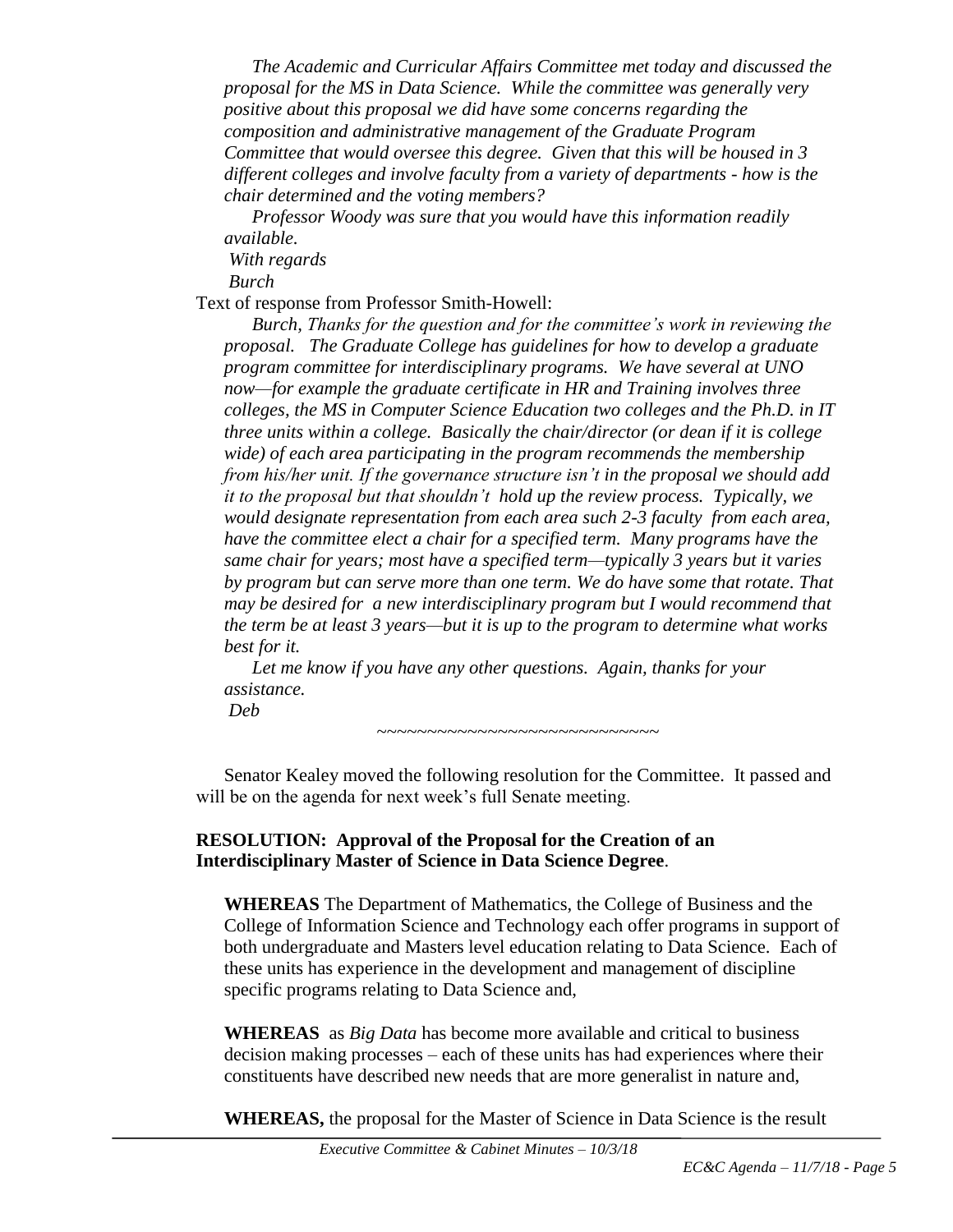*The Academic and Curricular Affairs Committee met today and discussed the proposal for the MS in Data Science. While the committee was generally very positive about this proposal we did have some concerns regarding the composition and administrative management of the Graduate Program Committee that would oversee this degree. Given that this will be housed in 3 different colleges and involve faculty from a variety of departments - how is the chair determined and the voting members?*

*Professor Woody was sure that you would have this information readily available.*

*With regards*

*Burch*

Text of response from Professor Smith-Howell:

*Burch, Thanks for the question and for the committee's work in reviewing the proposal. The Graduate College has guidelines for how to develop a graduate program committee for interdisciplinary programs. We have several at UNO now—for example the graduate certificate in HR and Training involves three colleges, the MS in Computer Science Education two colleges and the Ph.D. in IT three units within a college. Basically the chair/director (or dean if it is college wide) of each area participating in the program recommends the membership from his/her unit. If the governance structure isn't in the proposal we should add it to the proposal but that shouldn't hold up the review process. Typically, we would designate representation from each area such 2-3 faculty from each area, have the committee elect a chair for a specified term. Many programs have the same chair for years; most have a specified term—typically 3 years but it varies by program but can serve more than one term. We do have some that rotate. That may be desired for a new interdisciplinary program but I would recommend that the term be at least 3 years—but it is up to the program to determine what works best for it.*

*Let me know if you have any other questions. Again, thanks for your assistance.*

*Deb*

~~~~~~~~~~~~~~~~~~~~~~~~~~~~

Senator Kealey moved the following resolution for the Committee. It passed and will be on the agenda for next week's full Senate meeting.

**RESOLUTION: Approval of the Proposal for the Creation of an Interdisciplinary Master of Science in Data Science Degree**.

**WHEREAS** The Department of Mathematics, the College of Business and the College of Information Science and Technology each offer programs in support of both undergraduate and Masters level education relating to Data Science. Each of these units has experience in the development and management of discipline specific programs relating to Data Science and,

**WHEREAS** as *Big Data* has become more available and critical to business decision making processes – each of these units has had experiences where their constituents have described new needs that are more generalist in nature and,

**WHEREAS,** the proposal for the Master of Science in Data Science is the result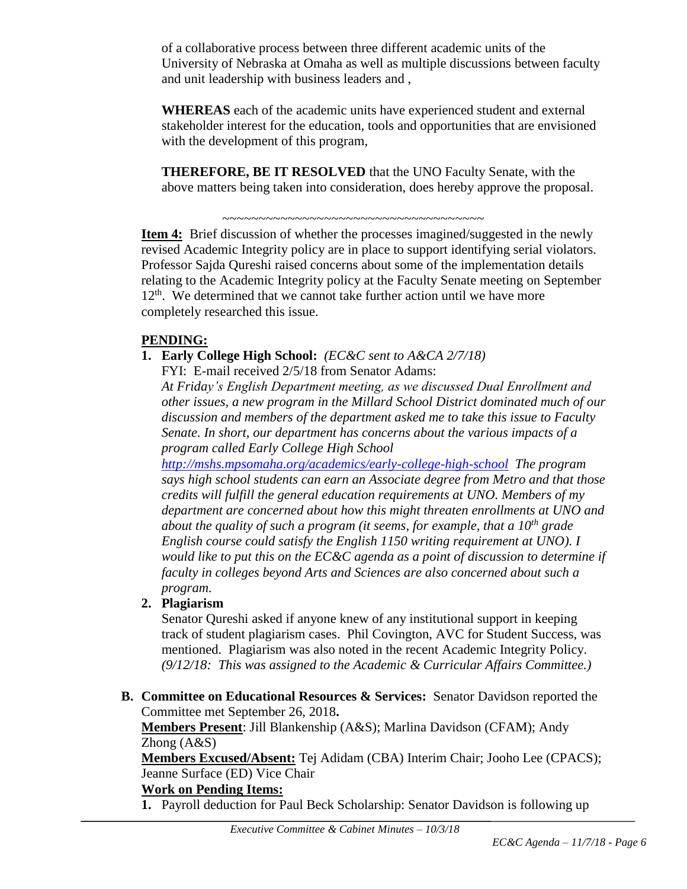of a collaborative process between three different academic units of the University of Nebraska at Omaha as well as multiple discussions between faculty and unit leadership with business leaders and ,

**WHEREAS** each of the academic units have experienced student and external stakeholder interest for the education, tools and opportunities that are envisioned with the development of this program,

**THEREFORE, BE IT RESOLVED** that the UNO Faculty Senate, with the above matters being taken into consideration, does hereby approve the proposal.

~~~~~~~~~~~~~~~~~~~~~~~~~~~~~~~~~~~~~~

**Item 4:** Brief discussion of whether the processes imagined/suggested in the newly revised Academic Integrity policy are in place to support identifying serial violators. Professor Sajda Qureshi raised concerns about some of the implementation details relating to the Academic Integrity policy at the Faculty Senate meeting on September 12th. We determined that we cannot take further action until we have more completely researched this issue.

**PENDING:**

1. **Early College High School:** *(EC&C sent to A&CA 2/7/18)*
   FYI: E-mail received 2/5/18 from Senator Adams:
   *At Friday's English Department meeting, as we discussed Dual Enrollment and other issues, a new program in the Millard School District dominated much of our discussion and members of the department asked me to take this issue to Faculty Senate. In short, our department has concerns about the various impacts of a program called Early College High School [http://mshs.mpsomaha.org/academics/early-college-high-school](http://mshs.mpsomaha.org/academics/early-college-high-school) The program says high school students can earn an Associate degree from Metro and that those credits will fulfill the general education requirements at UNO. Members of my department are concerned about how this might threaten enrollments at UNO and about the quality of such a program (it seems, for example, that a 10th grade English course could satisfy the English 1150 writing requirement at UNO). I would like to put this on the EC&C agenda as a point of discussion to determine if faculty in colleges beyond Arts and Sciences are also concerned about such a program.*
2. **Plagiarism**
   Senator Qureshi asked if anyone knew of any institutional support in keeping track of student plagiarism cases. Phil Covington, AVC for Student Success, was mentioned. Plagiarism was also noted in the recent Academic Integrity Policy. *(9/12/18: This was assigned to the Academic & Curricular Affairs Committee.)*

**B. Committee on Educational Resources & Services:** Senator Davidson reported the Committee met September 26, 2018**.**

**Members Present**: Jill Blankenship (A&S); Marlina Davidson (CFAM); Andy Zhong (A&S)

**Members Excused/Absent:** Tej Adidam (CBA) Interim Chair; Jooho Lee (CPACS); Jeanne Surface (ED) Vice Chair

**Work on Pending Items:**

1. Payroll deduction for Paul Beck Scholarship: Senator Davidson is following up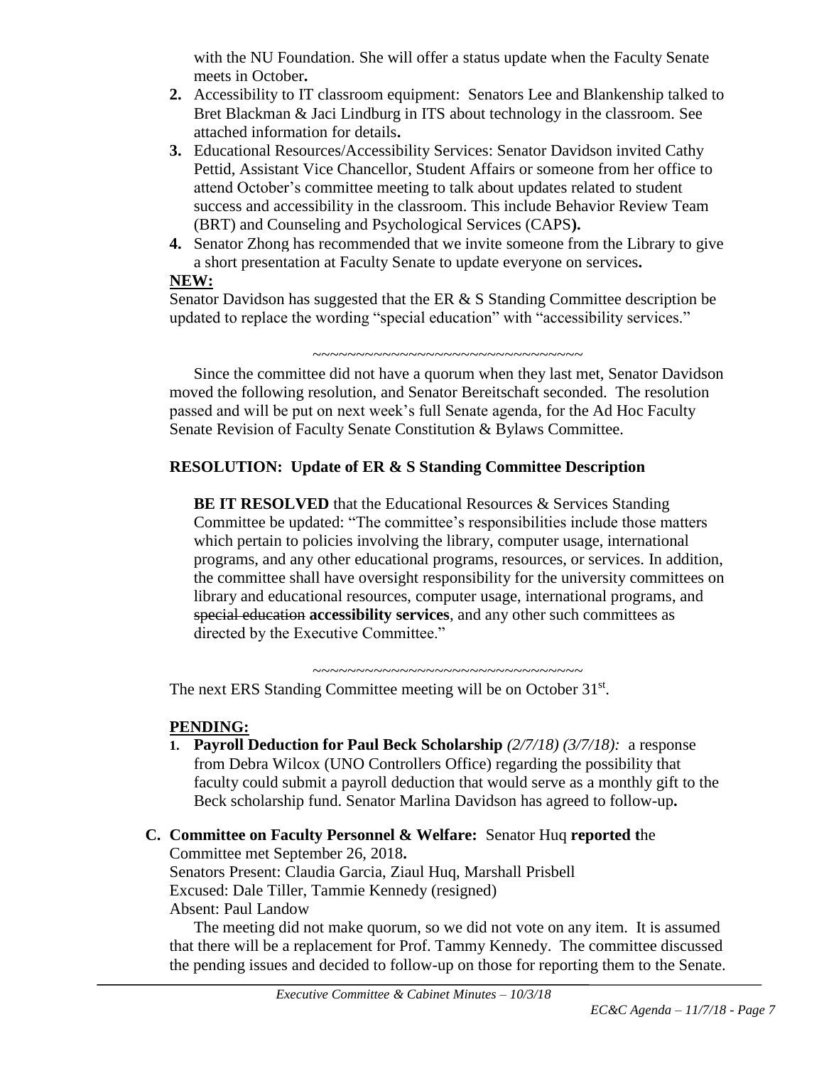with the NU Foundation. She will offer a status update when the Faculty Senate meets in October**.**

2. Accessibility to IT classroom equipment: Senators Lee and Blankenship talked to Bret Blackman & Jaci Lindburg in ITS about technology in the classroom. See attached information for details**.**
3. Educational Resources/Accessibility Services: Senator Davidson invited Cathy Pettid, Assistant Vice Chancellor, Student Affairs or someone from her office to attend October's committee meeting to talk about updates related to student success and accessibility in the classroom. This include Behavior Review Team (BRT) and Counseling and Psychological Services (CAPS**).**
4. Senator Zhong has recommended that we invite someone from the Library to give a short presentation at Faculty Senate to update everyone on services**.**

**NEW:**

Senator Davidson has suggested that the ER & S Standing Committee description be updated to replace the wording "special education" with "accessibility services."

~~~~~~~~~~~~~~~~~~~~~~~~~~~~~~~~

Since the committee did not have a quorum when they last met, Senator Davidson moved the following resolution, and Senator Bereitschaft seconded. The resolution passed and will be put on next week's full Senate agenda, for the Ad Hoc Faculty Senate Revision of Faculty Senate Constitution & Bylaws Committee.

**RESOLUTION: Update of ER & S Standing Committee Description**

**BE IT RESOLVED** that the Educational Resources & Services Standing Committee be updated: "The committee's responsibilities include those matters which pertain to policies involving the library, computer usage, international programs, and any other educational programs, resources, or services. In addition, the committee shall have oversight responsibility for the university committees on library and educational resources, computer usage, international programs, and ~~special education~~ **accessibility services**, and any other such committees as directed by the Executive Committee."

~~~~~~~~~~~~~~~~~~~~~~~~~~~~~~~~

The next ERS Standing Committee meeting will be on October 31st.

**PENDING:**

1. **Payroll Deduction for Paul Beck Scholarship** *(2/7/18) (3/7/18):* a response from Debra Wilcox (UNO Controllers Office) regarding the possibility that faculty could submit a payroll deduction that would serve as a monthly gift to the Beck scholarship fund. Senator Marlina Davidson has agreed to follow-up**.**

**C. Committee on Faculty Personnel & Welfare:** Senator Huq **reported t**he Committee met September 26, 2018**.**

Senators Present: Claudia Garcia, Ziaul Huq, Marshall Prisbell
Excused: Dale Tiller, Tammie Kennedy (resigned)
Absent: Paul Landow

The meeting did not make quorum, so we did not vote on any item. It is assumed that there will be a replacement for Prof. Tammy Kennedy. The committee discussed the pending issues and decided to follow-up on those for reporting them to the Senate.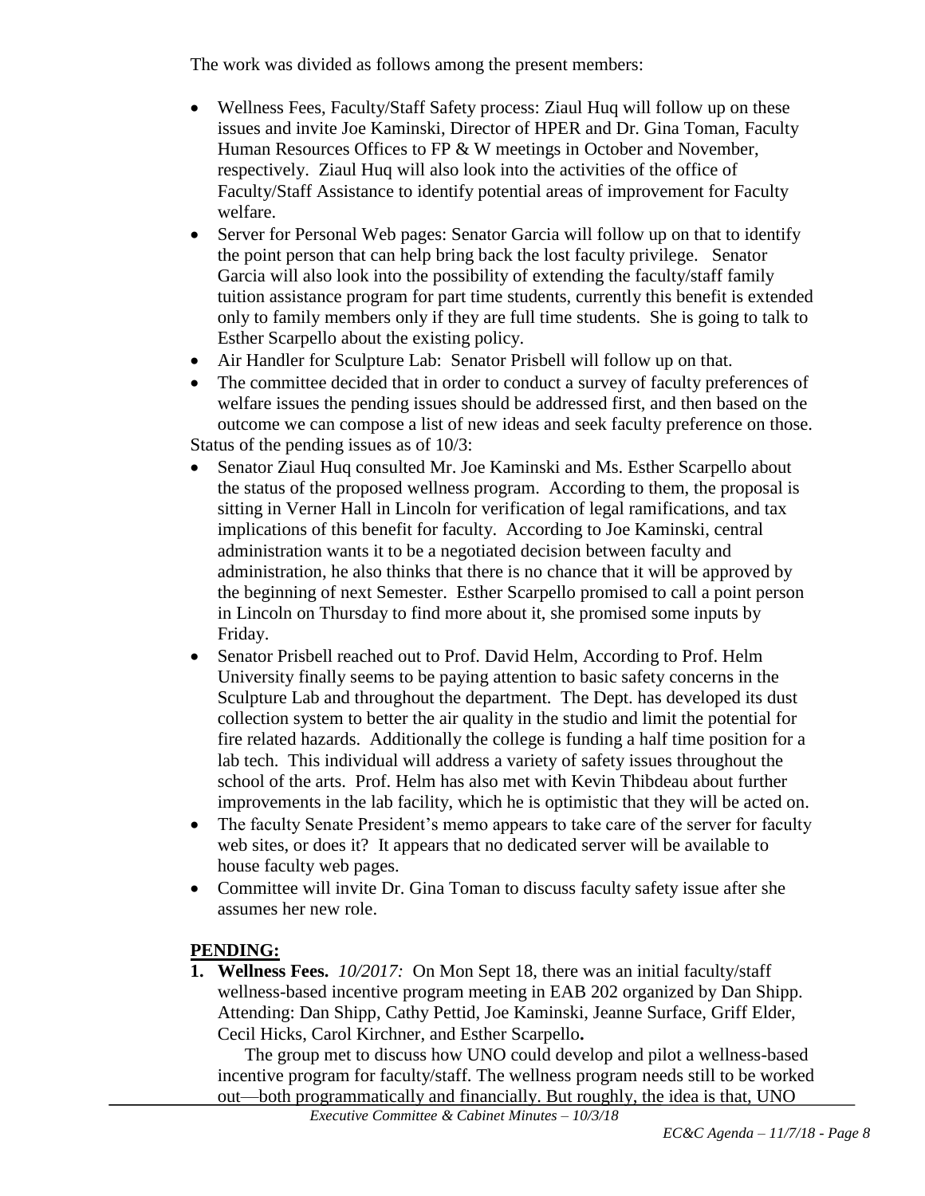The work was divided as follows among the present members:

- Wellness Fees, Faculty/Staff Safety process: Ziaul Huq will follow up on these issues and invite Joe Kaminski, Director of HPER and Dr. Gina Toman, Faculty Human Resources Offices to FP & W meetings in October and November, respectively. Ziaul Huq will also look into the activities of the office of Faculty/Staff Assistance to identify potential areas of improvement for Faculty welfare.
- Server for Personal Web pages: Senator Garcia will follow up on that to identify the point person that can help bring back the lost faculty privilege. Senator Garcia will also look into the possibility of extending the faculty/staff family tuition assistance program for part time students, currently this benefit is extended only to family members only if they are full time students. She is going to talk to Esther Scarpello about the existing policy.
- Air Handler for Sculpture Lab: Senator Prisbell will follow up on that.
- The committee decided that in order to conduct a survey of faculty preferences of welfare issues the pending issues should be addressed first, and then based on the outcome we can compose a list of new ideas and seek faculty preference on those.

Status of the pending issues as of 10/3:

- Senator Ziaul Huq consulted Mr. Joe Kaminski and Ms. Esther Scarpello about the status of the proposed wellness program. According to them, the proposal is sitting in Verner Hall in Lincoln for verification of legal ramifications, and tax implications of this benefit for faculty. According to Joe Kaminski, central administration wants it to be a negotiated decision between faculty and administration, he also thinks that there is no chance that it will be approved by the beginning of next Semester. Esther Scarpello promised to call a point person in Lincoln on Thursday to find more about it, she promised some inputs by Friday.
- Senator Prisbell reached out to Prof. David Helm, According to Prof. Helm University finally seems to be paying attention to basic safety concerns in the Sculpture Lab and throughout the department. The Dept. has developed its dust collection system to better the air quality in the studio and limit the potential for fire related hazards. Additionally the college is funding a half time position for a lab tech. This individual will address a variety of safety issues throughout the school of the arts. Prof. Helm has also met with Kevin Thibdeau about further improvements in the lab facility, which he is optimistic that they will be acted on.
- The faculty Senate President's memo appears to take care of the server for faculty web sites, or does it? It appears that no dedicated server will be available to house faculty web pages.
- Committee will invite Dr. Gina Toman to discuss faculty safety issue after she assumes her new role.

## PENDING:

**1. Wellness Fees.** *10/2017:* On Mon Sept 18, there was an initial faculty/staff wellness-based incentive program meeting in EAB 202 organized by Dan Shipp. Attending: Dan Shipp, Cathy Pettid, Joe Kaminski, Jeanne Surface, Griff Elder, Cecil Hicks, Carol Kirchner, and Esther Scarpello**.**

The group met to discuss how UNO could develop and pilot a wellness-based incentive program for faculty/staff. The wellness program needs still to be worked out—both programmatically and financially. But roughly, the idea is that, UNO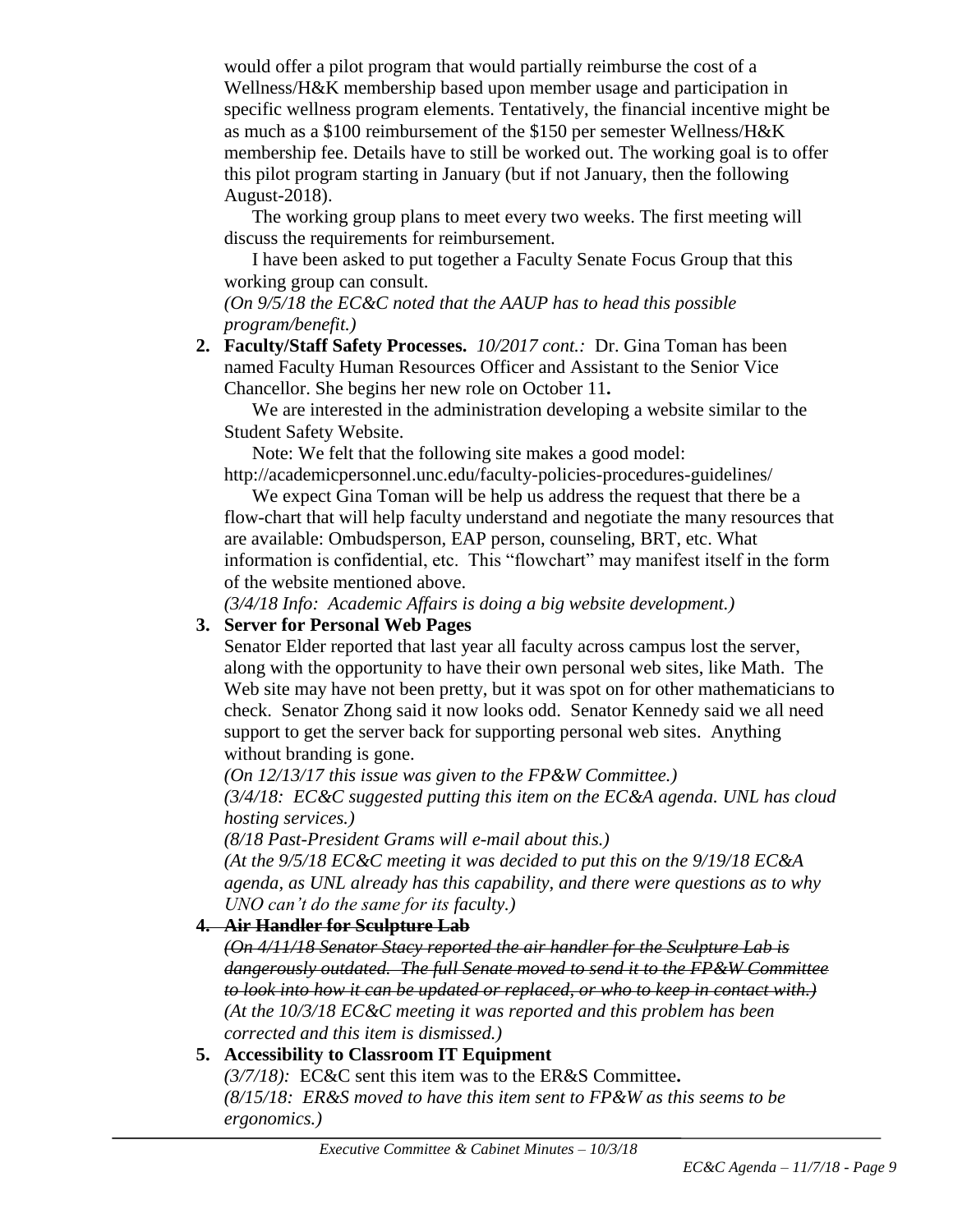would offer a pilot program that would partially reimburse the cost of a Wellness/H&K membership based upon member usage and participation in specific wellness program elements. Tentatively, the financial incentive might be as much as a $100 reimbursement of the $150 per semester Wellness/H&K membership fee. Details have to still be worked out. The working goal is to offer this pilot program starting in January (but if not January, then the following August-2018).

The working group plans to meet every two weeks. The first meeting will discuss the requirements for reimbursement.

I have been asked to put together a Faculty Senate Focus Group that this working group can consult.

*(On 9/5/18 the EC&C noted that the AAUP has to head this possible program/benefit.)*

2. **Faculty/Staff Safety Processes.** *10/2017 cont.:* Dr. Gina Toman has been named Faculty Human Resources Officer and Assistant to the Senior Vice Chancellor. She begins her new role on October 11**.**

   We are interested in the administration developing a website similar to the Student Safety Website.

   Note: We felt that the following site makes a good model: http://academicpersonnel.unc.edu/faculty-policies-procedures-guidelines/

   We expect Gina Toman will be help us address the request that there be a flow-chart that will help faculty understand and negotiate the many resources that are available: Ombudsperson, EAP person, counseling, BRT, etc. What information is confidential, etc. This "flowchart" may manifest itself in the form of the website mentioned above.

   *(3/4/18 Info: Academic Affairs is doing a big website development.)*

3. **Server for Personal Web Pages**

   Senator Elder reported that last year all faculty across campus lost the server, along with the opportunity to have their own personal web sites, like Math. The Web site may have not been pretty, but it was spot on for other mathematicians to check. Senator Zhong said it now looks odd. Senator Kennedy said we all need support to get the server back for supporting personal web sites. Anything without branding is gone.

   *(On 12/13/17 this issue was given to the FP&W Committee.)*

   *(3/4/18: EC&C suggested putting this item on the EC&A agenda. UNL has cloud hosting services.)*

   *(8/18 Past-President Grams will e-mail about this.)*

   *(At the 9/5/18 EC&C meeting it was decided to put this on the 9/19/18 EC&A agenda, as UNL already has this capability, and there were questions as to why UNO can't do the same for its faculty.)*

4. ~~**Air Handler for Sculpture Lab**~~

   ~~*(On 4/11/18 Senator Stacy reported the air handler for the Sculpture Lab is dangerously outdated. The full Senate moved to send it to the FP&W Committee to look into how it can be updated or replaced, or who to keep in contact with.)*~~

   *(At the 10/3/18 EC&C meeting it was reported and this problem has been corrected and this item is dismissed.)*

5. **Accessibility to Classroom IT Equipment**

   *(3/7/18):* EC&C sent this item was to the ER&S Committee**.**

   *(8/15/18: ER&S moved to have this item sent to FP&W as this seems to be ergonomics.)*

*Executive Committee & Cabinet Minutes – 10/3/18*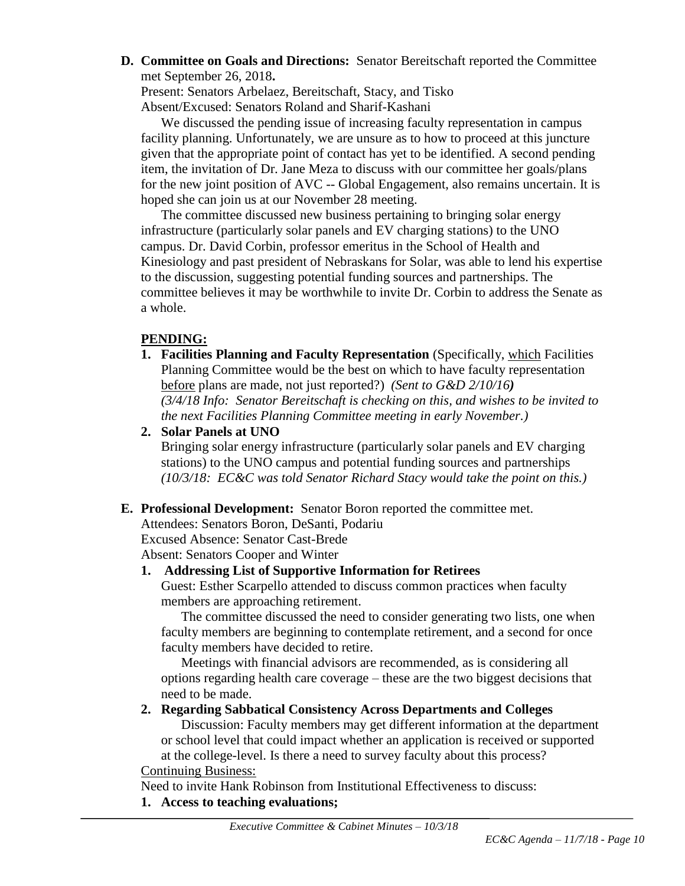**D. Committee on Goals and Directions:** Senator Bereitschaft reported the Committee met September 26, 2018**.**

Present: Senators Arbelaez, Bereitschaft, Stacy, and Tisko
Absent/Excused: Senators Roland and Sharif-Kashani

We discussed the pending issue of increasing faculty representation in campus facility planning. Unfortunately, we are unsure as to how to proceed at this juncture given that the appropriate point of contact has yet to be identified. A second pending item, the invitation of Dr. Jane Meza to discuss with our committee her goals/plans for the new joint position of AVC -- Global Engagement, also remains uncertain. It is hoped she can join us at our November 28 meeting.

The committee discussed new business pertaining to bringing solar energy infrastructure (particularly solar panels and EV charging stations) to the UNO campus. Dr. David Corbin, professor emeritus in the School of Health and Kinesiology and past president of Nebraskans for Solar, was able to lend his expertise to the discussion, suggesting potential funding sources and partnerships. The committee believes it may be worthwhile to invite Dr. Corbin to address the Senate as a whole.

**PENDING:**

1. **Facilities Planning and Faculty Representation** (Specifically, which Facilities Planning Committee would be the best on which to have faculty representation before plans are made, not just reported?) *(Sent to G&D 2/10/16)* *(3/4/18 Info: Senator Bereitschaft is checking on this, and wishes to be invited to the next Facilities Planning Committee meeting in early November.)*
2. **Solar Panels at UNO**
   Bringing solar energy infrastructure (particularly solar panels and EV charging stations) to the UNO campus and potential funding sources and partnerships *(10/3/18: EC&C was told Senator Richard Stacy would take the point on this.)*

**E. Professional Development:** Senator Boron reported the committee met.

Attendees: Senators Boron, DeSanti, Podariu
Excused Absence: Senator Cast-Brede
Absent: Senators Cooper and Winter

1. **Addressing List of Supportive Information for Retirees**
   Guest: Esther Scarpello attended to discuss common practices when faculty members are approaching retirement.

   The committee discussed the need to consider generating two lists, one when faculty members are beginning to contemplate retirement, and a second for once faculty members have decided to retire.

   Meetings with financial advisors are recommended, as is considering all options regarding health care coverage – these are the two biggest decisions that need to be made.
2. **Regarding Sabbatical Consistency Across Departments and Colleges**
   Discussion: Faculty members may get different information at the department or school level that could impact whether an application is received or supported at the college-level. Is there a need to survey faculty about this process?

Continuing Business:

Need to invite Hank Robinson from Institutional Effectiveness to discuss:

1. **Access to teaching evaluations;**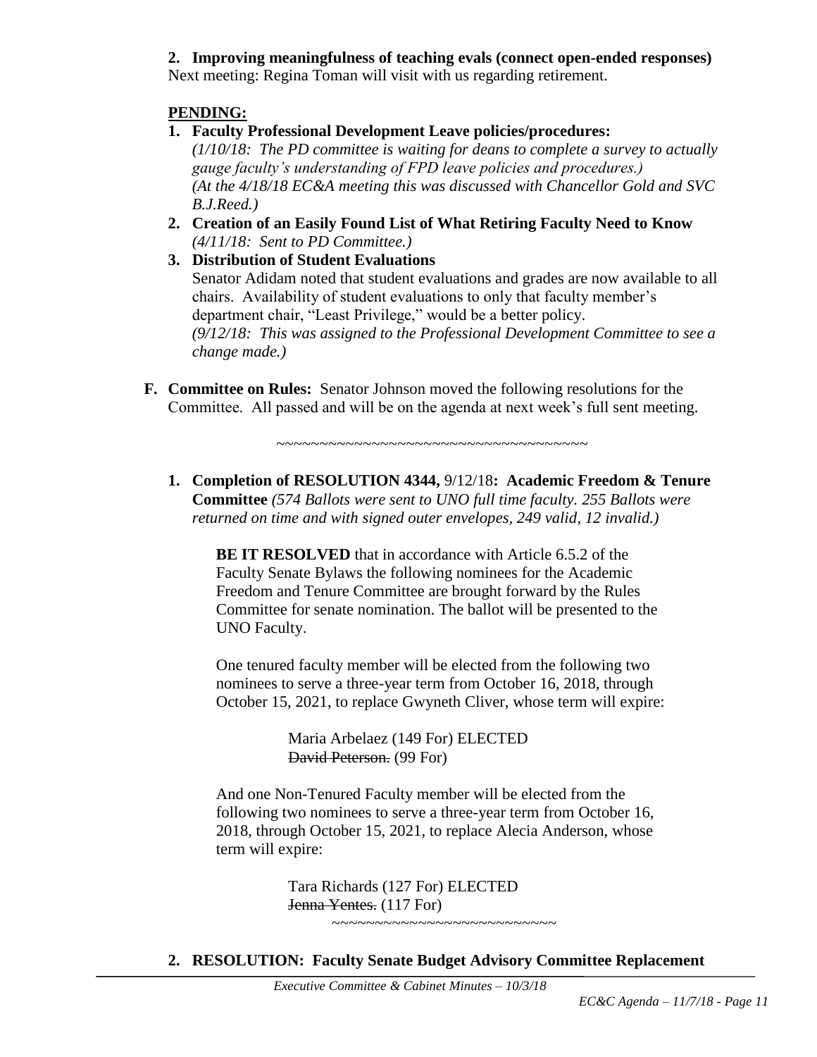**2. Improving meaningfulness of teaching evals (connect open-ended responses)**
Next meeting: Regina Toman will visit with us regarding retirement.

**PENDING:**

1. **Faculty Professional Development Leave policies/procedures:**
   *(1/10/18: The PD committee is waiting for deans to complete a survey to actually gauge faculty's understanding of FPD leave policies and procedures.)*
   *(At the 4/18/18 EC&A meeting this was discussed with Chancellor Gold and SVC B.J.Reed.)*
2. **Creation of an Easily Found List of What Retiring Faculty Need to Know**
   *(4/11/18: Sent to PD Committee.)*
3. **Distribution of Student Evaluations**
   Senator Adidam noted that student evaluations and grades are now available to all chairs. Availability of student evaluations to only that faculty member's department chair, "Least Privilege," would be a better policy.
   *(9/12/18: This was assigned to the Professional Development Committee to see a change made.)*

**F. Committee on Rules:** Senator Johnson moved the following resolutions for the Committee. All passed and will be on the agenda at next week's full sent meeting.

~~~~~~~~~~~~~~~~~~~~~~~~~~~~~~~~~~~~~~~

**1. Completion of RESOLUTION 4344,** 9/12/18**: Academic Freedom & Tenure Committee** *(574 Ballots were sent to UNO full time faculty. 255 Ballots were returned on time and with signed outer envelopes, 249 valid, 12 invalid.)*

> **BE IT RESOLVED** that in accordance with Article 6.5.2 of the Faculty Senate Bylaws the following nominees for the Academic Freedom and Tenure Committee are brought forward by the Rules Committee for senate nomination. The ballot will be presented to the UNO Faculty.
>
> One tenured faculty member will be elected from the following two nominees to serve a three-year term from October 16, 2018, through October 15, 2021, to replace Gwyneth Cliver, whose term will expire:
>
> Maria Arbelaez (149 For) ELECTED
> ~~David Peterson.~~ (99 For)
>
> And one Non-Tenured Faculty member will be elected from the following two nominees to serve a three-year term from October 16, 2018, through October 15, 2021, to replace Alecia Anderson, whose term will expire:
>
> Tara Richards (127 For) ELECTED
> ~~Jenna Yentes.~~ (117 For)

~~~~~~~~~~~~~~~~~~~~~~~~~~~~

**2. RESOLUTION: Faculty Senate Budget Advisory Committee Replacement**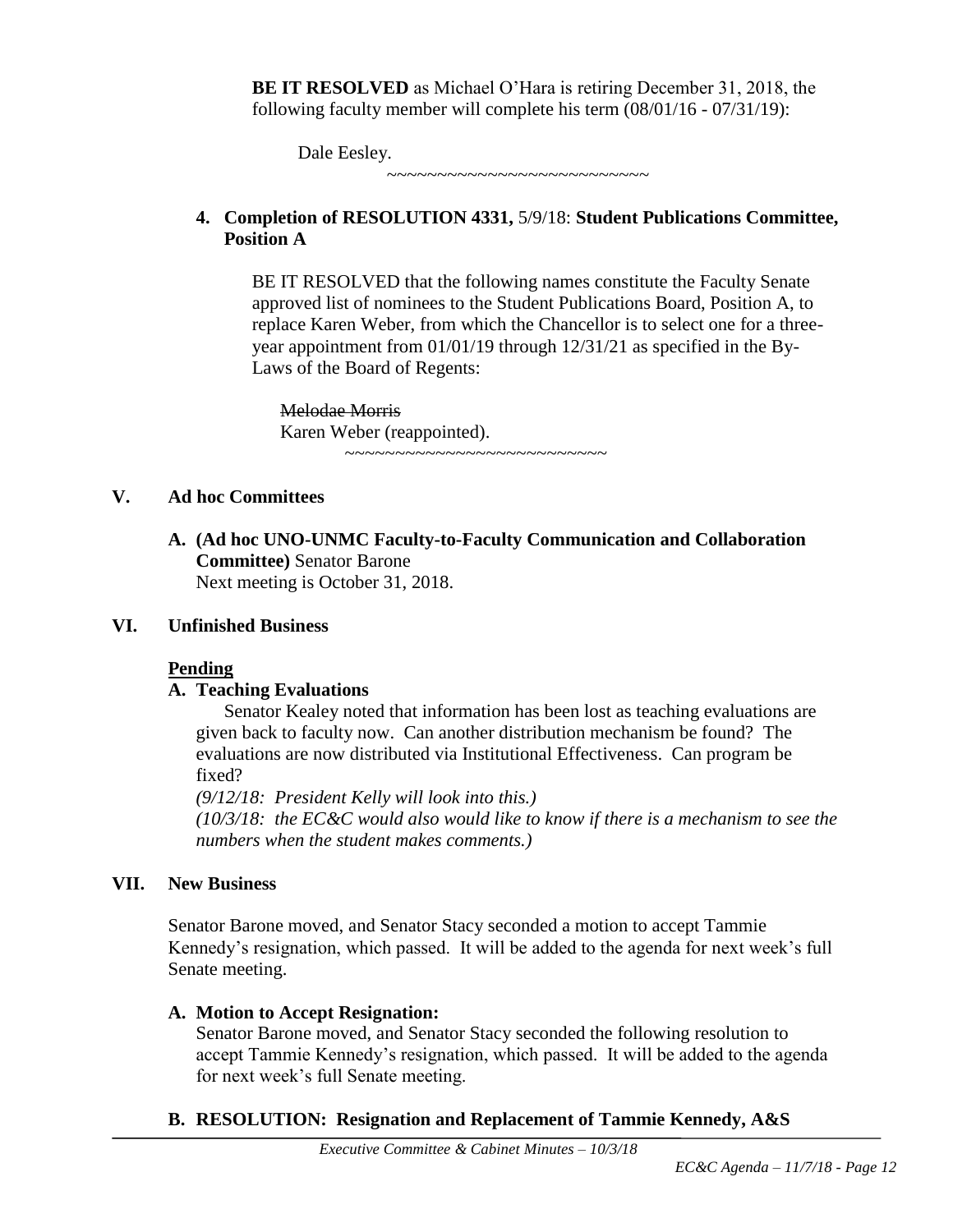**BE IT RESOLVED** as Michael O'Hara is retiring December 31, 2018, the following faculty member will complete his term (08/01/16 - 07/31/19):

Dale Eesley.

~~~~~~~~~~~~~~~~~~~~~~~~~~~~

**4. Completion of RESOLUTION 4331,** 5/9/18: **Student Publications Committee, Position A**

BE IT RESOLVED that the following names constitute the Faculty Senate approved list of nominees to the Student Publications Board, Position A, to replace Karen Weber, from which the Chancellor is to select one for a three-year appointment from 01/01/19 through 12/31/21 as specified in the By-Laws of the Board of Regents:

~~Melodae Morris~~
Karen Weber (reappointed).

~~~~~~~~~~~~~~~~~~~~~~~~~~~~

## V. Ad hoc Committees

**A. (Ad hoc UNO-UNMC Faculty-to-Faculty Communication and Collaboration Committee)** Senator Barone
Next meeting is October 31, 2018.

## VI. Unfinished Business

**Pending**

**A. Teaching Evaluations**

Senator Kealey noted that information has been lost as teaching evaluations are given back to faculty now. Can another distribution mechanism be found? The evaluations are now distributed via Institutional Effectiveness. Can program be fixed?

*(9/12/18: President Kelly will look into this.)*

*(10/3/18: the EC&C would also would like to know if there is a mechanism to see the numbers when the student makes comments.)*

## VII. New Business

Senator Barone moved, and Senator Stacy seconded a motion to accept Tammie Kennedy's resignation, which passed. It will be added to the agenda for next week's full Senate meeting.

**A. Motion to Accept Resignation:**

Senator Barone moved, and Senator Stacy seconded the following resolution to accept Tammie Kennedy's resignation, which passed. It will be added to the agenda for next week's full Senate meeting.

**B. RESOLUTION: Resignation and Replacement of Tammie Kennedy, A&S**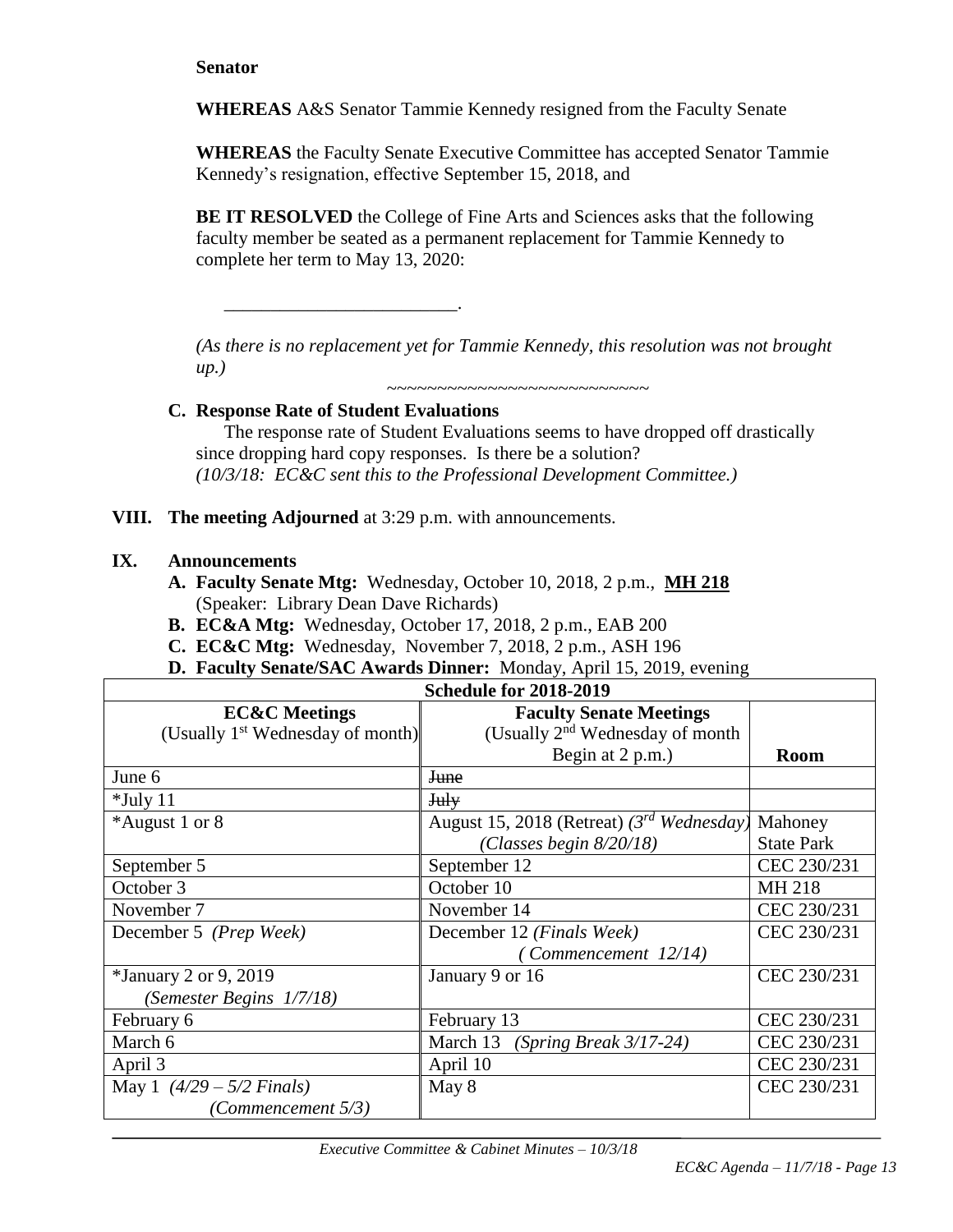**Senator**

**WHEREAS** A&S Senator Tammie Kennedy resigned from the Faculty Senate

**WHEREAS** the Faculty Senate Executive Committee has accepted Senator Tammie Kennedy's resignation, effective September 15, 2018, and

**BE IT RESOLVED** the College of Fine Arts and Sciences asks that the following faculty member be seated as a permanent replacement for Tammie Kennedy to complete her term to May 13, 2020:

_________________________.

*(As there is no replacement yet for Tammie Kennedy, this resolution was not brought up.)*

~~~~~~~~~~~~~~~~~~~~~~~~~~~

**C. Response Rate of Student Evaluations**

The response rate of Student Evaluations seems to have dropped off drastically since dropping hard copy responses. Is there be a solution?
*(10/3/18: EC&C sent this to the Professional Development Committee.)*

**VIII. The meeting Adjourned** at 3:29 p.m. with announcements.

**IX. Announcements**

- **A. Faculty Senate Mtg:** Wednesday, October 10, 2018, 2 p.m., **MH 218** (Speaker: Library Dean Dave Richards)
- **B. EC&A Mtg:** Wednesday, October 17, 2018, 2 p.m., EAB 200
- **C. EC&C Mtg:** Wednesday, November 7, 2018, 2 p.m., ASH 196
- **D. Faculty Senate/SAC Awards Dinner:** Monday, April 15, 2019, evening

| **Schedule for 2018-2019** | | |
|---|---|---|
| **EC&C Meetings** (Usually 1st Wednesday of month) | **Faculty Senate Meetings** (Usually 2nd Wednesday of month Begin at 2 p.m.) | **Room** |
| June 6 | ~~June~~ | |
| *July 11 | ~~July~~ | |
| *August 1 or 8 | August 15, 2018 (Retreat) *(3rd Wednesday)* *(Classes begin 8/20/18)* | Mahoney State Park |
| September 5 | September 12 | CEC 230/231 |
| October 3 | October 10 | MH 218 |
| November 7 | November 14 | CEC 230/231 |
| December 5 *(Prep Week)* | December 12 *(Finals Week)* *(Commencement 12/14)* | CEC 230/231 |
| *January 2 or 9, 2019 *(Semester Begins 1/7/18)* | January 9 or 16 | CEC 230/231 |
| February 6 | February 13 | CEC 230/231 |
| March 6 | March 13 *(Spring Break 3/17-24)* | CEC 230/231 |
| April 3 | April 10 | CEC 230/231 |
| May 1 *(4/29 – 5/2 Finals)* *(Commencement 5/3)* | May 8 | CEC 230/231 |

*Executive Committee & Cabinet Minutes – 10/3/18*